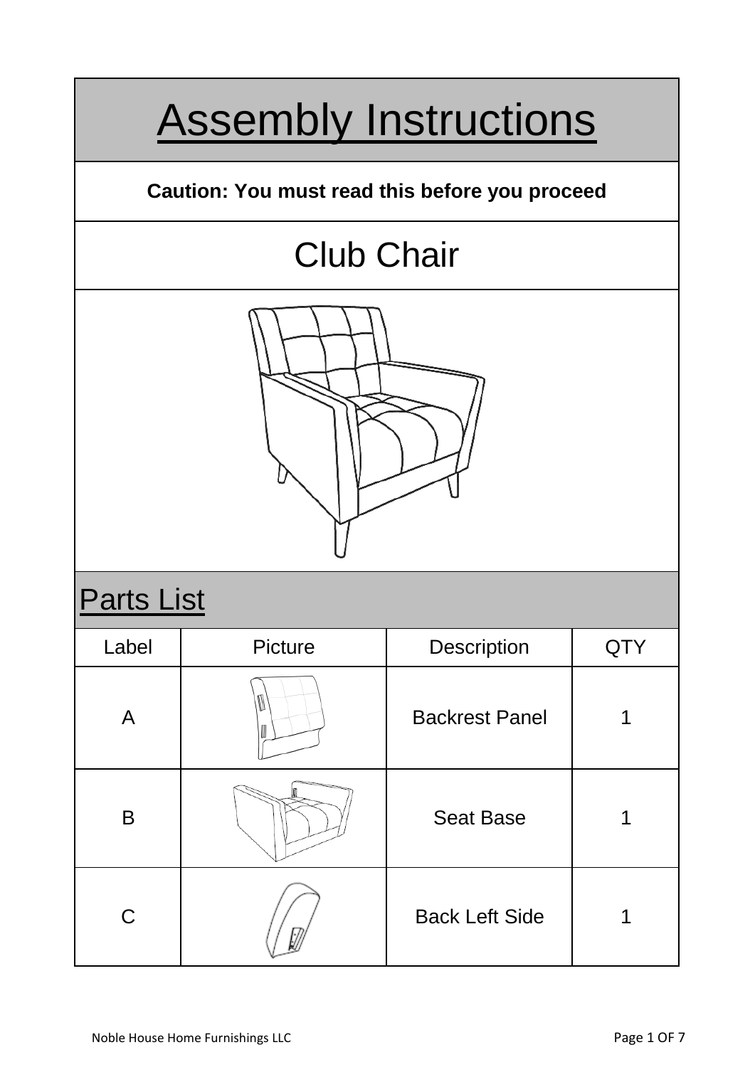# Assembly Instructions

**Caution: You must read this before you proceed**

## Club Chair

## Parts List

| Label | Picture | Description | QTY |
| --- | --- | --- | --- |
| A | | Backrest Panel | 1 |
| B | | Seat Base | 1 |
| C | | Back Left Side | 1 |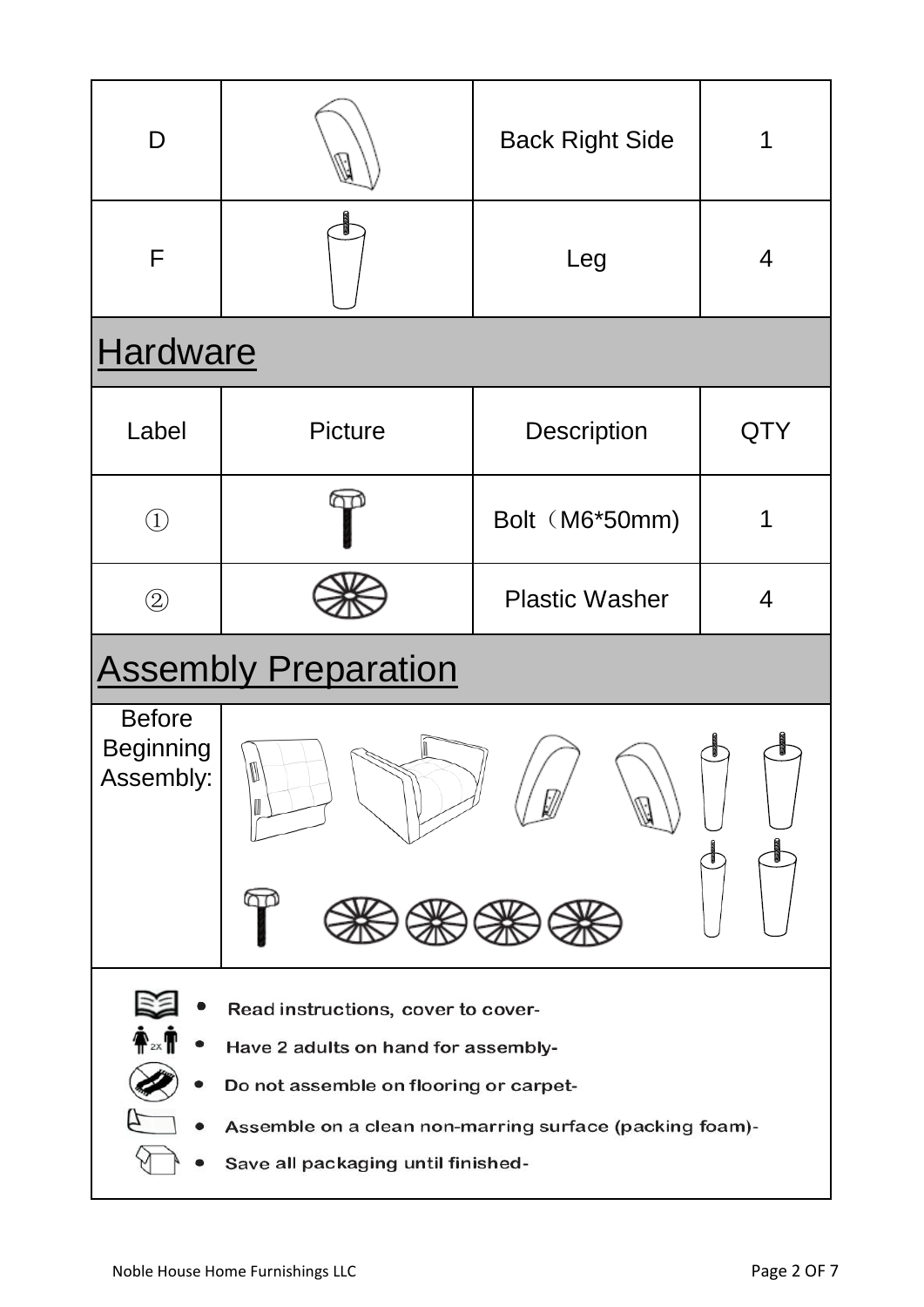| D | | Back Right Side | 1 |
|---|---|---|---|
| F | | Leg | 4 |

## Hardware

| Label | Picture | Description | QTY |
|---|---|---|---|
| ① | | Bolt（M6*50mm) | 1 |
| ② | | Plastic Washer | 4 |

## Assembly Preparation

Before Beginning Assembly:

- Read instructions, cover to cover-
- Have 2 adults on hand for assembly-
- Do not assemble on flooring or carpet-
- Assemble on a clean non-marring surface (packing foam)-
- Save all packaging until finished-

Noble House Home Furnishings LLC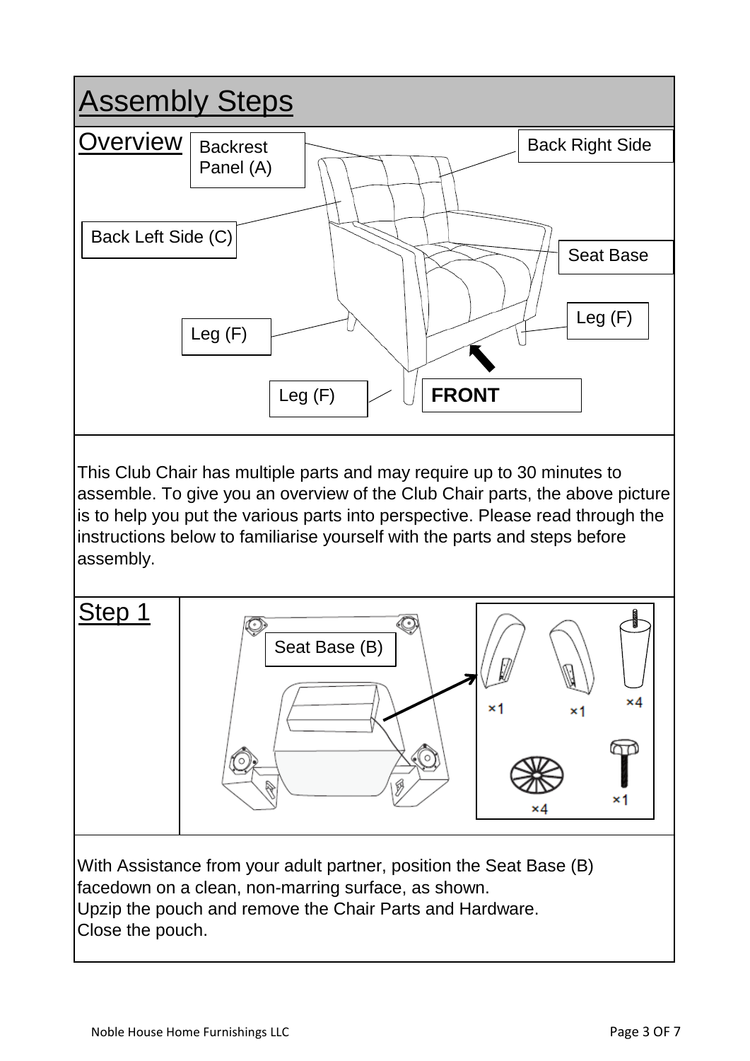# Assembly Steps

## Overview

Backrest Panel (A)

Back Right Side

Back Left Side (C)

Seat Base

Leg (F)

Leg (F)

Leg (F)

**FRONT**

This Club Chair has multiple parts and may require up to 30 minutes to assemble. To give you an overview of the Club Chair parts, the above picture is to help you put the various parts into perspective. Please read through the instructions below to familiarise yourself with the parts and steps before assembly.

## Step 1

Seat Base (B)

×1 ×1 ×4

×4 ×1

With Assistance from your adult partner, position the Seat Base (B) facedown on a clean, non-marring surface, as shown.
Upzip the pouch and remove the Chair Parts and Hardware.
Close the pouch.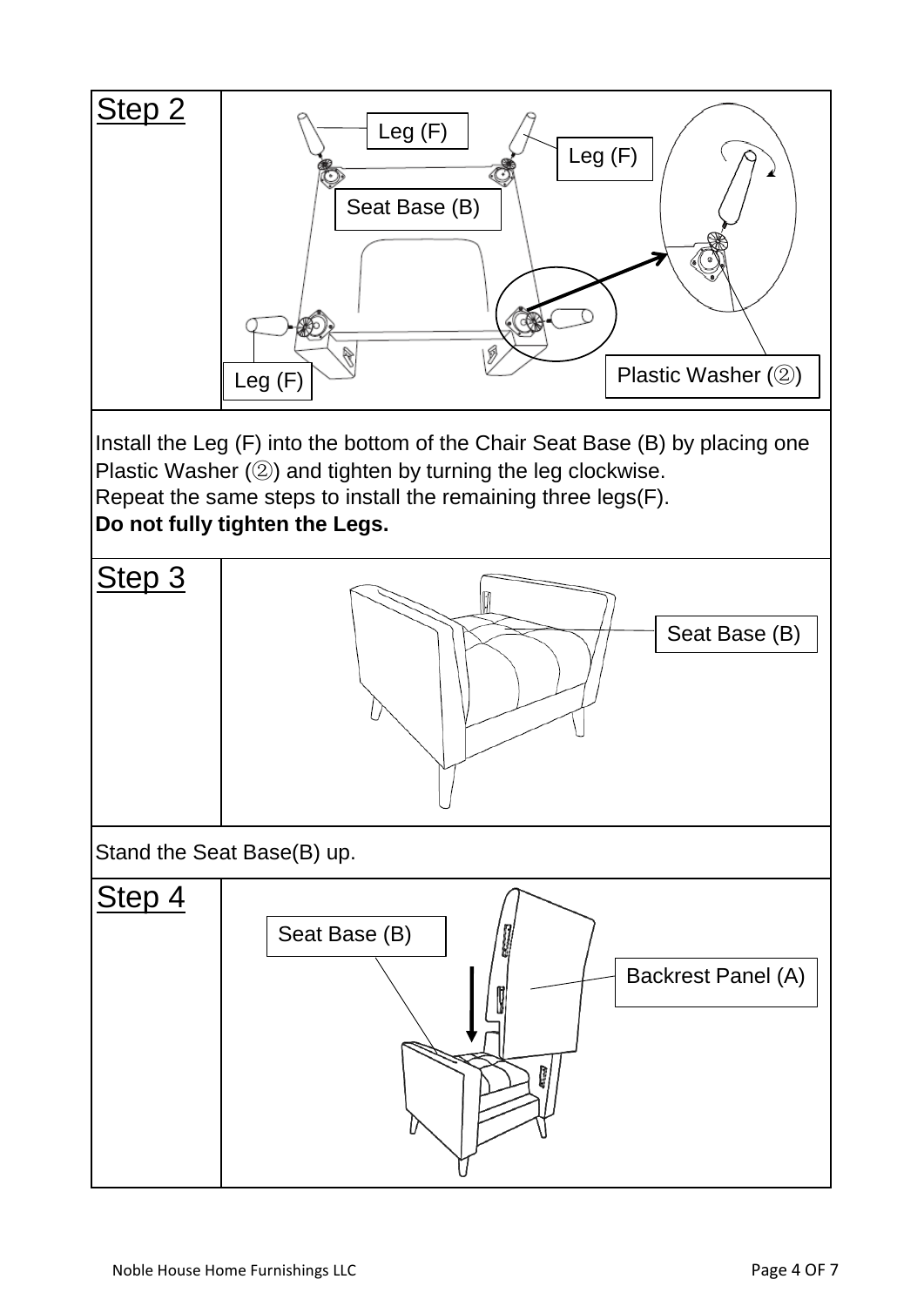## Step 2

Leg (F)

Leg (F)

Seat Base (B)

Leg (F)

Plastic Washer (②)

Install the Leg (F) into the bottom of the Chair Seat Base (B) by placing one Plastic Washer (②) and tighten by turning the leg clockwise.
Repeat the same steps to install the remaining three legs(F).
**Do not fully tighten the Legs.**

## Step 3

Seat Base (B)

Stand the Seat Base(B) up.

## Step 4

Seat Base (B)

Backrest Panel (A)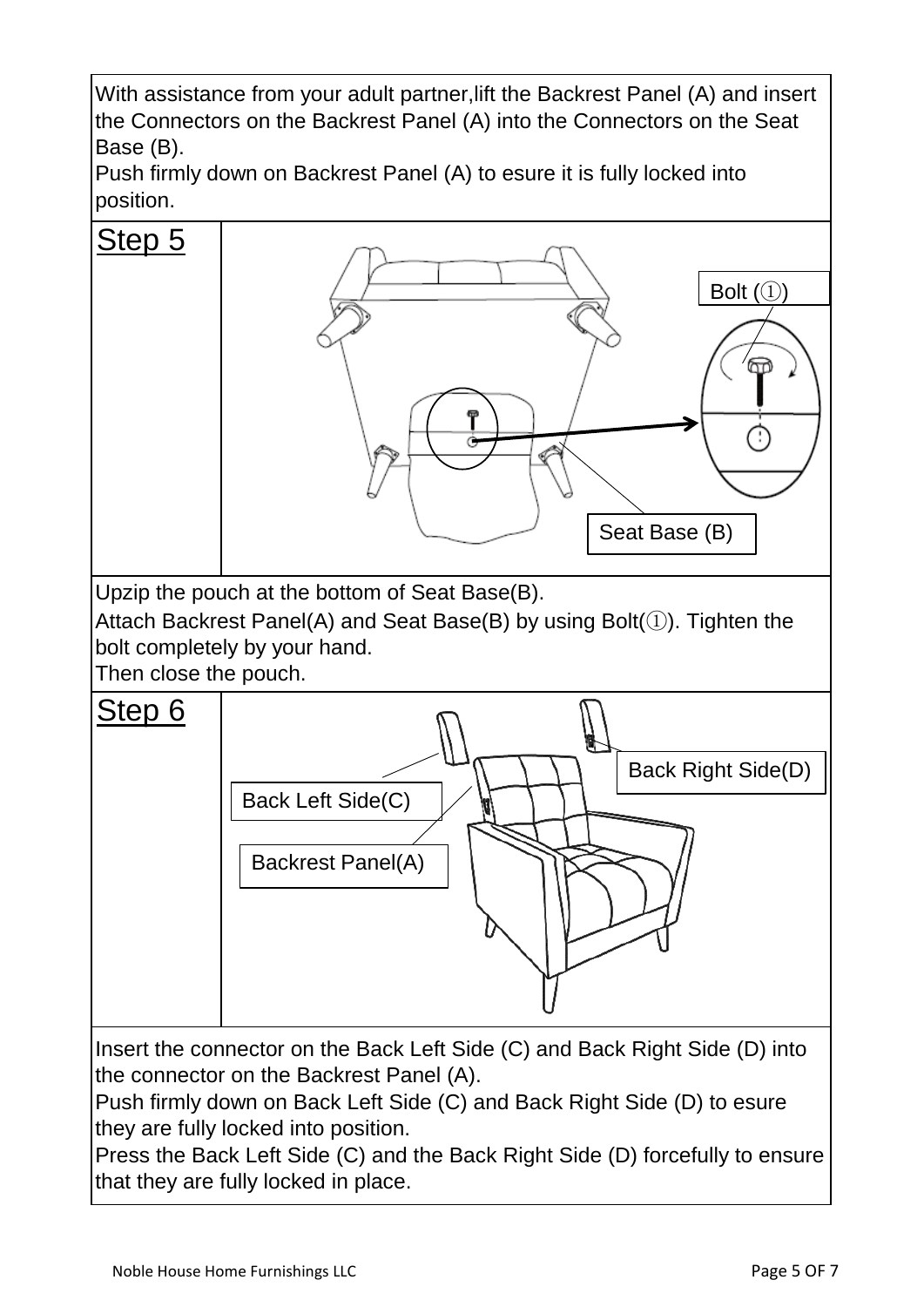With assistance from your adult partner,lift the Backrest Panel (A) and insert the Connectors on the Backrest Panel (A) into the Connectors on the Seat Base (B).
Push firmly down on Backrest Panel (A) to esure it is fully locked into position.

## Step 5

Bolt (①)

Seat Base (B)

Upzip the pouch at the bottom of Seat Base(B).
Attach Backrest Panel(A) and Seat Base(B) by using Bolt(①). Tighten the bolt completely by your hand.
Then close the pouch.

## Step 6

Back Right Side(D)

Back Left Side(C)

Backrest Panel(A)

Insert the connector on the Back Left Side (C) and Back Right Side (D) into the connector on the Backrest Panel (A).
Push firmly down on Back Left Side (C) and Back Right Side (D) to esure they are fully locked into position.
Press the Back Left Side (C) and the Back Right Side (D) forcefully to ensure that they are fully locked in place.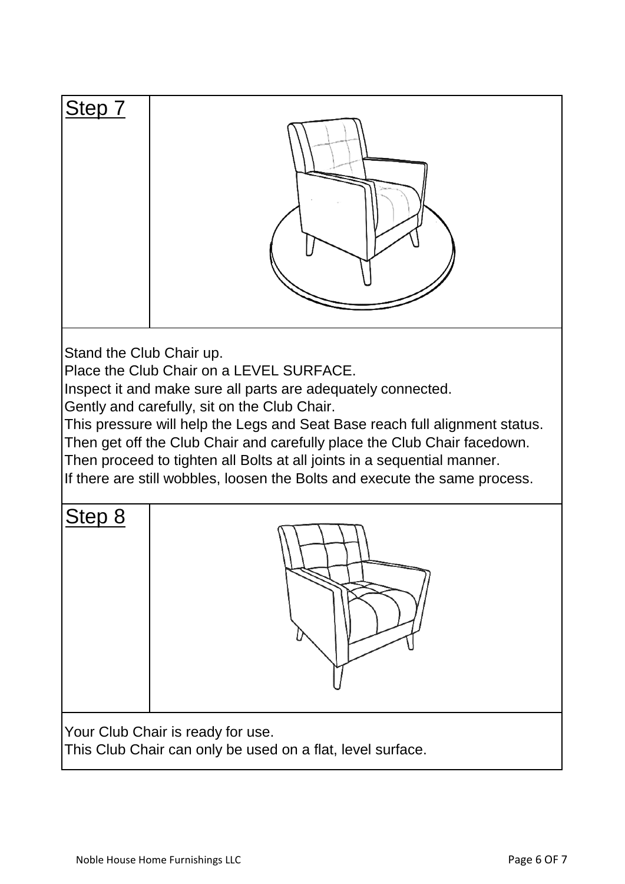## Step 7

Stand the Club Chair up.
Place the Club Chair on a LEVEL SURFACE.
Inspect it and make sure all parts are adequately connected.
Gently and carefully, sit on the Club Chair.
This pressure will help the Legs and Seat Base reach full alignment status.
Then get off the Club Chair and carefully place the Club Chair facedown.
Then proceed to tighten all Bolts at all joints in a sequential manner.
If there are still wobbles, loosen the Bolts and execute the same process.

## Step 8

Your Club Chair is ready for use.
This Club Chair can only be used on a flat, level surface.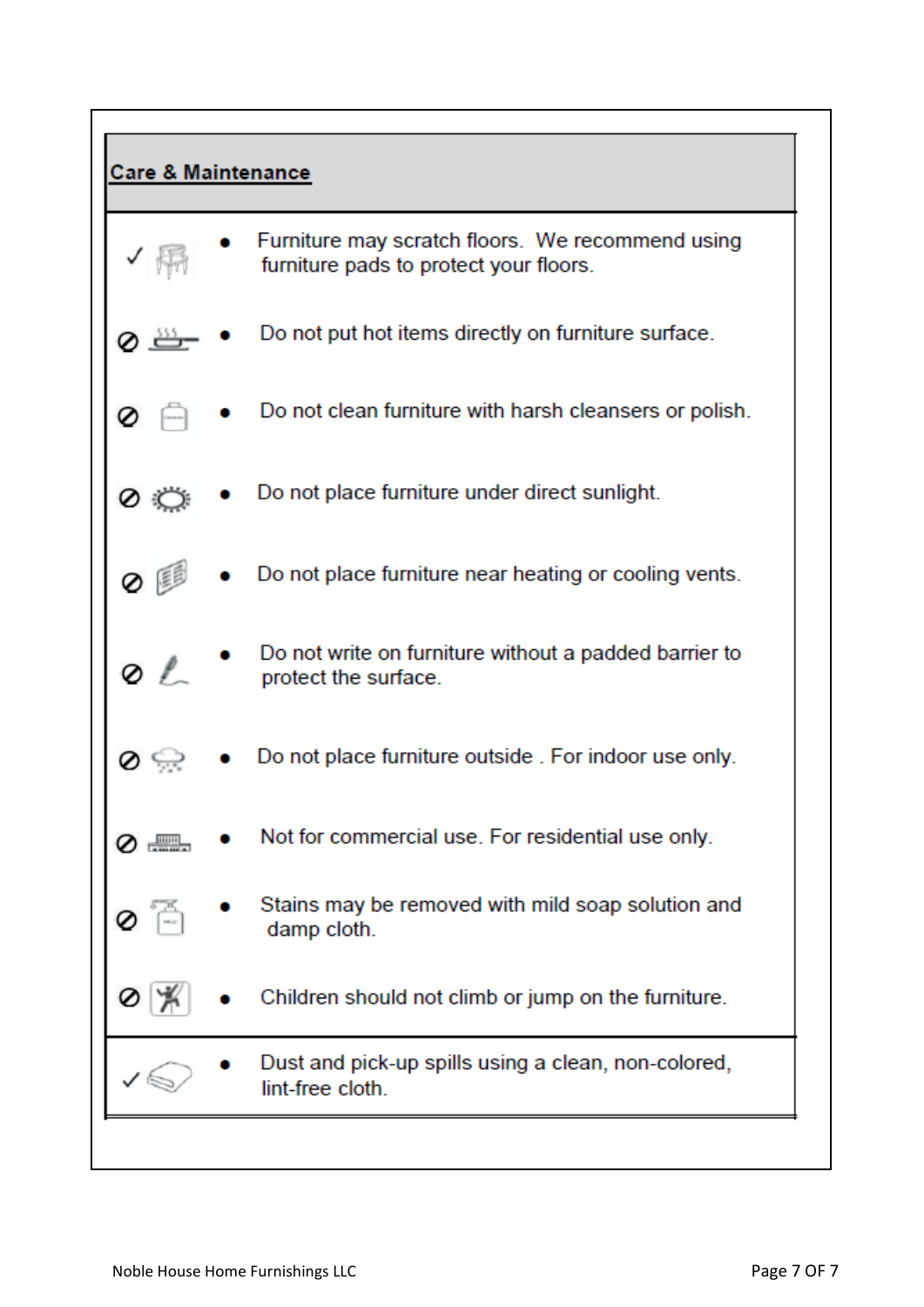## Care & Maintenance

- Furniture may scratch floors. We recommend using furniture pads to protect your floors.
- Do not put hot items directly on furniture surface.
- Do not clean furniture with harsh cleansers or polish.
- Do not place furniture under direct sunlight.
- Do not place furniture near heating or cooling vents.
- Do not write on furniture without a padded barrier to protect the surface.
- Do not place furniture outside . For indoor use only.
- Not for commercial use. For residential use only.
- Stains may be removed with mild soap solution and damp cloth.
- Children should not climb or jump on the furniture.
- Dust and pick-up spills using a clean, non-colored, lint-free cloth.

Noble House Home Furnishings LLC